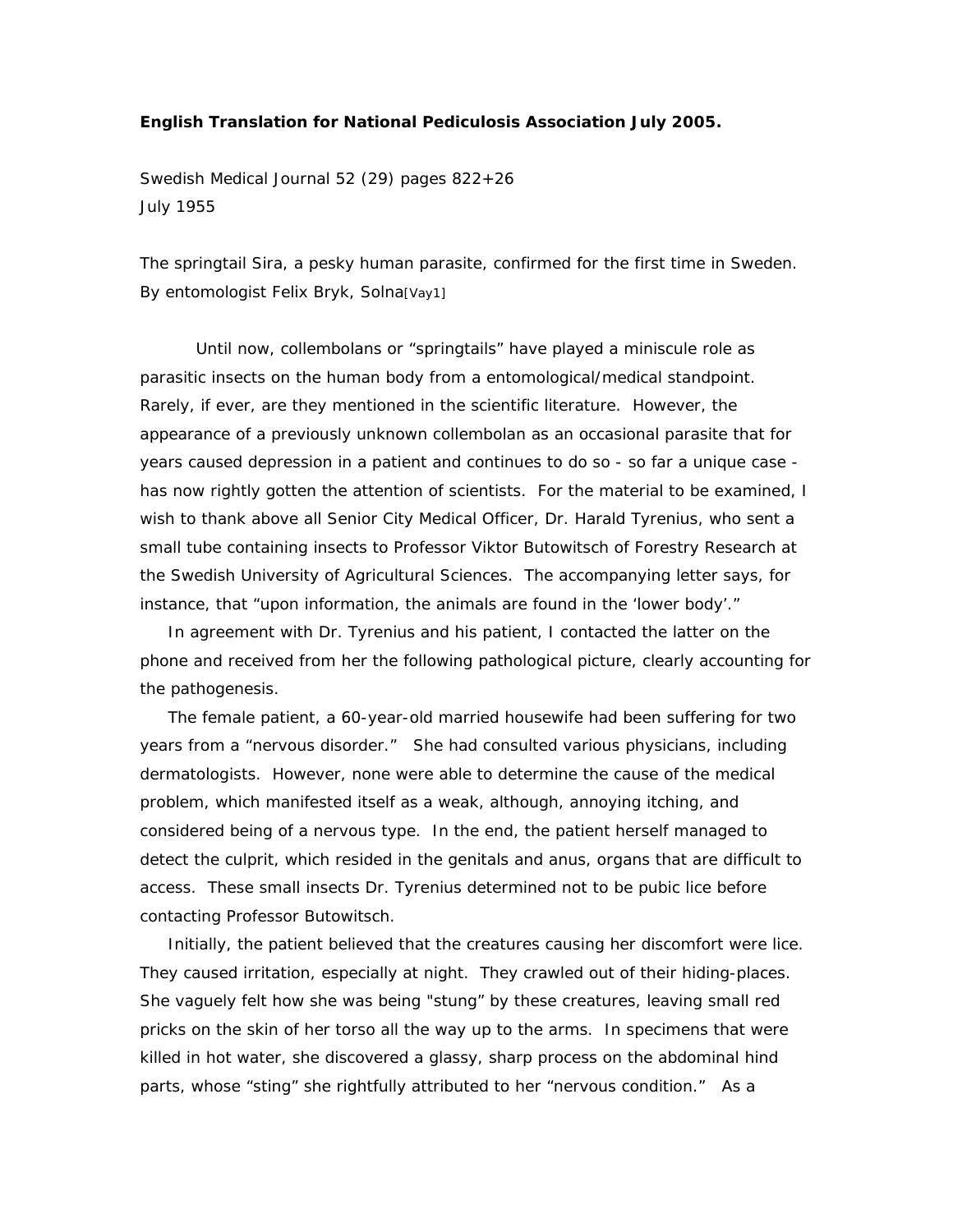**English Translation for National Pediculosis Association July 2005.**

Swedish Medical Journal 52 (29) pages 822+26
July 1955

The springtail Sira, a pesky human parasite, confirmed for the first time in Sweden.
By entomologist Felix Bryk, Solna[Vay1]

Until now, collembolans or "springtails" have played a miniscule role as parasitic insects on the human body from a entomological/medical standpoint. Rarely, if ever, are they mentioned in the scientific literature. However, the appearance of a previously unknown collembolan as an occasional parasite that for years caused depression in a patient and continues to do so - so far a unique case - has now rightly gotten the attention of scientists. For the material to be examined, I wish to thank above all Senior City Medical Officer, Dr. Harald Tyrenius, who sent a small tube containing insects to Professor Viktor Butowitsch of Forestry Research at the Swedish University of Agricultural Sciences. The accompanying letter says, for instance, that "upon information, the animals are found in the 'lower body'."

In agreement with Dr. Tyrenius and his patient, I contacted the latter on the phone and received from her the following pathological picture, clearly accounting for the pathogenesis.

The female patient, a 60-year-old married housewife had been suffering for two years from a "nervous disorder." She had consulted various physicians, including dermatologists. However, none were able to determine the cause of the medical problem, which manifested itself as a weak, although, annoying itching, and considered being of a nervous type. In the end, the patient herself managed to detect the culprit, which resided in the genitals and anus, organs that are difficult to access. These small insects Dr. Tyrenius determined not to be pubic lice before contacting Professor Butowitsch.

Initially, the patient believed that the creatures causing her discomfort were lice. They caused irritation, especially at night. They crawled out of their hiding-places. She vaguely felt how she was being "stung" by these creatures, leaving small red pricks on the skin of her torso all the way up to the arms. In specimens that were killed in hot water, she discovered a glassy, sharp process on the abdominal hind parts, whose "sting" she rightfully attributed to her "nervous condition." As a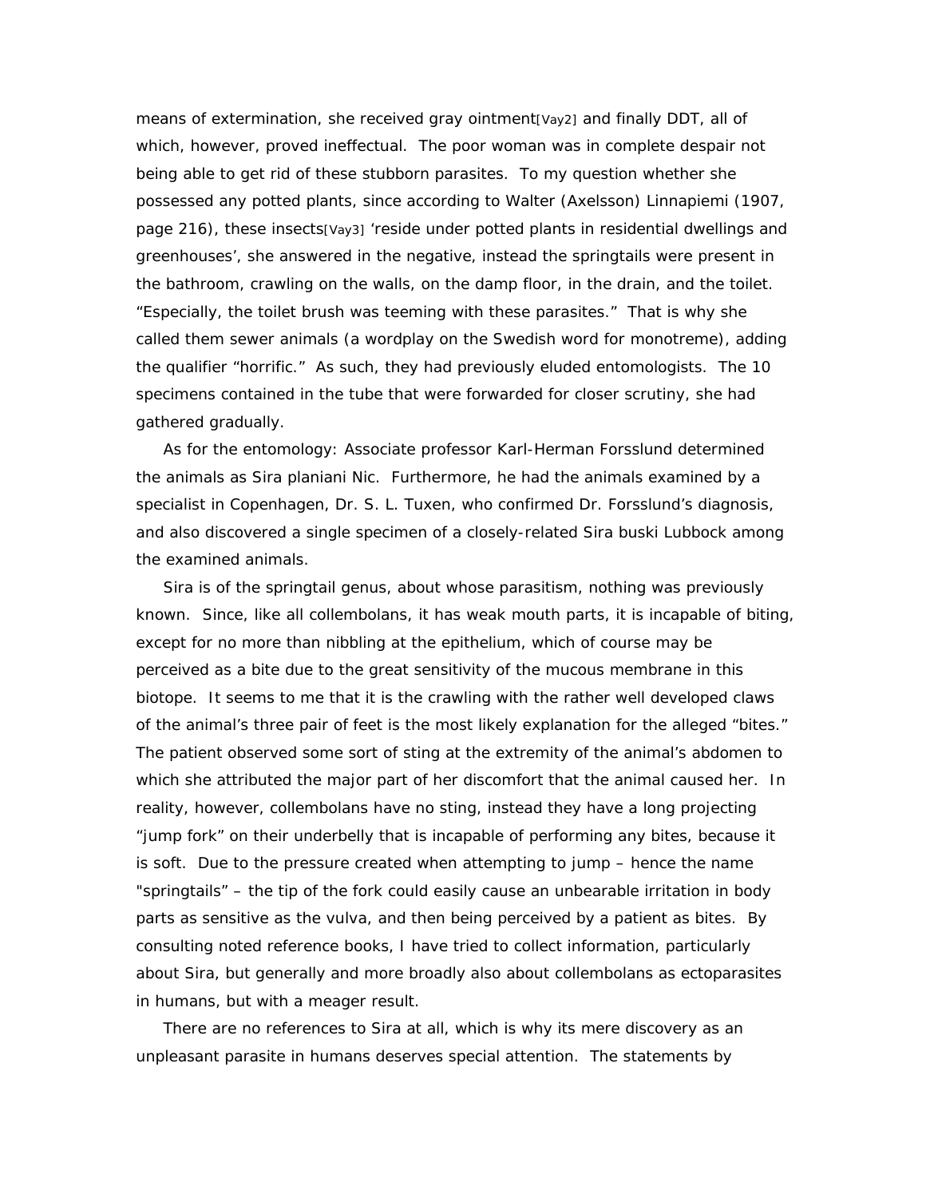means of extermination, she received gray ointment[Vay2] and finally DDT, all of which, however, proved ineffectual. The poor woman was in complete despair not being able to get rid of these stubborn parasites. To my question whether she possessed any potted plants, since according to Walter (Axelsson) Linnapiemi (1907, page 216), these insects[Vay3] 'reside under potted plants in residential dwellings and greenhouses', she answered in the negative, instead the springtails were present in the bathroom, crawling on the walls, on the damp floor, in the drain, and the toilet. "Especially, the toilet brush was teeming with these parasites." That is why she called them sewer animals (a wordplay on the Swedish word for monotreme), adding the qualifier "horrific." As such, they had previously eluded entomologists. The 10 specimens contained in the tube that were forwarded for closer scrutiny, she had gathered gradually.

As for the entomology: Associate professor Karl-Herman Forsslund determined the animals as Sira planiani Nic. Furthermore, he had the animals examined by a specialist in Copenhagen, Dr. S. L. Tuxen, who confirmed Dr. Forsslund's diagnosis, and also discovered a single specimen of a closely-related Sira buski Lubbock among the examined animals.

Sira is of the springtail genus, about whose parasitism, nothing was previously known. Since, like all collembolans, it has weak mouth parts, it is incapable of biting, except for no more than nibbling at the epithelium, which of course may be perceived as a bite due to the great sensitivity of the mucous membrane in this biotope. It seems to me that it is the crawling with the rather well developed claws of the animal's three pair of feet is the most likely explanation for the alleged "bites." The patient observed some sort of sting at the extremity of the animal's abdomen to which she attributed the major part of her discomfort that the animal caused her. In reality, however, collembolans have no sting, instead they have a long projecting "jump fork" on their underbelly that is incapable of performing any bites, because it is soft. Due to the pressure created when attempting to jump – hence the name "springtails" – the tip of the fork could easily cause an unbearable irritation in body parts as sensitive as the vulva, and then being perceived by a patient as bites. By consulting noted reference books, I have tried to collect information, particularly about Sira, but generally and more broadly also about collembolans as ectoparasites in humans, but with a meager result.

There are no references to Sira at all, which is why its mere discovery as an unpleasant parasite in humans deserves special attention. The statements by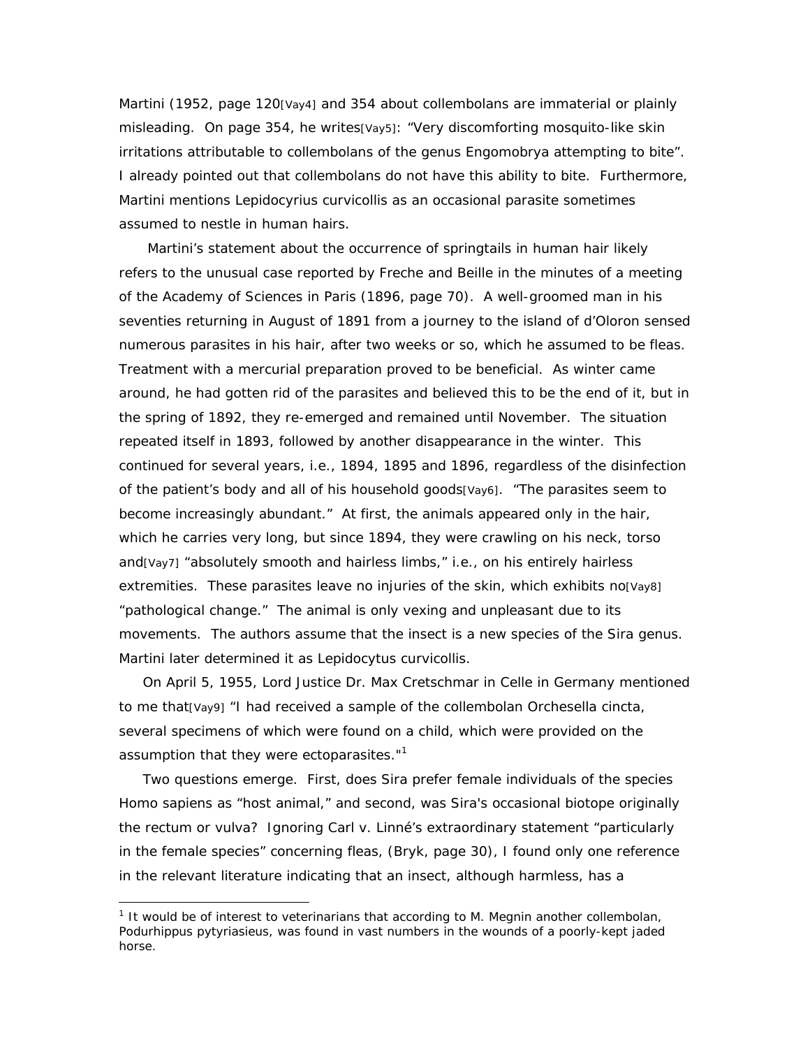Martini (1952, page 120[Vay4] and 354 about collembolans are immaterial or plainly misleading. On page 354, he writes[Vay5]: "Very discomforting mosquito-like skin irritations attributable to collembolans of the genus Engomobrya attempting to bite". I already pointed out that collembolans do not have this ability to bite. Furthermore, Martini mentions Lepidocyrius curvicollis as an occasional parasite sometimes assumed to nestle in human hairs.

Martini's statement about the occurrence of springtails in human hair likely refers to the unusual case reported by Freche and Beille in the minutes of a meeting of the Academy of Sciences in Paris (1896, page 70). A well-groomed man in his seventies returning in August of 1891 from a journey to the island of d'Oloron sensed numerous parasites in his hair, after two weeks or so, which he assumed to be fleas. Treatment with a mercurial preparation proved to be beneficial. As winter came around, he had gotten rid of the parasites and believed this to be the end of it, but in the spring of 1892, they re-emerged and remained until November. The situation repeated itself in 1893, followed by another disappearance in the winter. This continued for several years, i.e., 1894, 1895 and 1896, regardless of the disinfection of the patient's body and all of his household goods[Vay6]. "The parasites seem to become increasingly abundant." At first, the animals appeared only in the hair, which he carries very long, but since 1894, they were crawling on his neck, torso and[Vay7] "absolutely smooth and hairless limbs," i.e., on his entirely hairless extremities. These parasites leave no injuries of the skin, which exhibits no[Vay8] "pathological change." The animal is only vexing and unpleasant due to its movements. The authors assume that the insect is a new species of the Sira genus. Martini later determined it as Lepidocytus curvicollis.

On April 5, 1955, Lord Justice Dr. Max Cretschmar in Celle in Germany mentioned to me that[Vay9] "I had received a sample of the collembolan Orchesella cincta, several specimens of which were found on a child, which were provided on the assumption that they were ectoparasites."[1]

Two questions emerge. First, does Sira prefer female individuals of the species Homo sapiens as "host animal," and second, was Sira's occasional biotope originally the rectum or vulva? Ignoring Carl v. Linné's extraordinary statement "particularly in the female species" concerning fleas, (Bryk, page 30), I found only one reference in the relevant literature indicating that an insect, although harmless, has a

---

[1] It would be of interest to veterinarians that according to M. Megnin another collembolan, Podurhippus pytyriasieus, was found in vast numbers in the wounds of a poorly-kept jaded horse.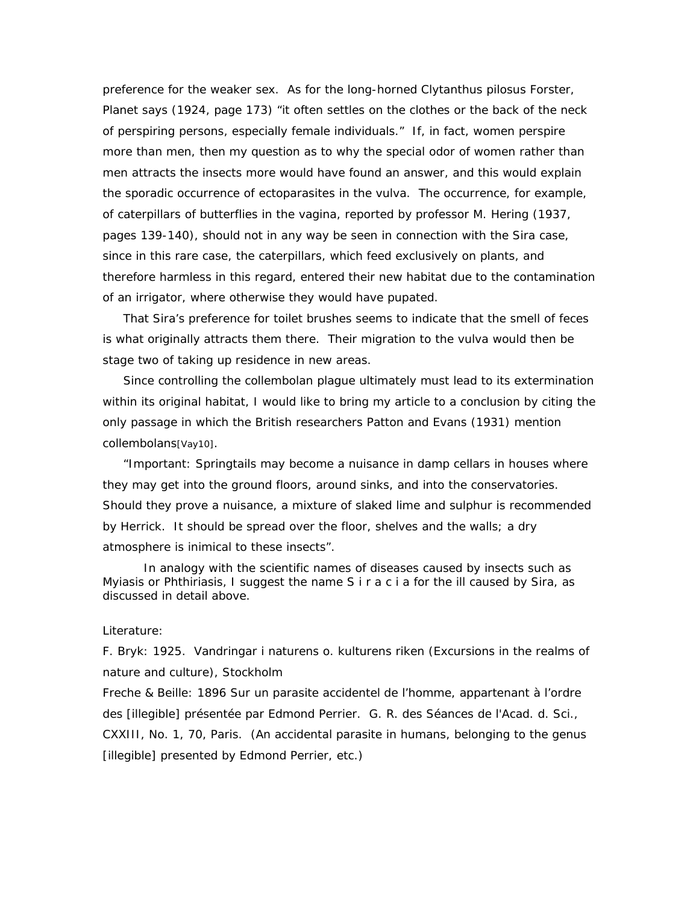preference for the weaker sex. As for the long-horned Clytanthus pilosus Forster, Planet says (1924, page 173) "it often settles on the clothes or the back of the neck of perspiring persons, especially female individuals." If, in fact, women perspire more than men, then my question as to why the special odor of women rather than men attracts the insects more would have found an answer, and this would explain the sporadic occurrence of ectoparasites in the vulva. The occurrence, for example, of caterpillars of butterflies in the vagina, reported by professor M. Hering (1937, pages 139-140), should not in any way be seen in connection with the Sira case, since in this rare case, the caterpillars, which feed exclusively on plants, and therefore harmless in this regard, entered their new habitat due to the contamination of an irrigator, where otherwise they would have pupated.

That Sira's preference for toilet brushes seems to indicate that the smell of feces is what originally attracts them there. Their migration to the vulva would then be stage two of taking up residence in new areas.

Since controlling the collembolan plague ultimately must lead to its extermination within its original habitat, I would like to bring my article to a conclusion by citing the only passage in which the British researchers Patton and Evans (1931) mention collembolans[Vay10].

"Important: Springtails may become a nuisance in damp cellars in houses where they may get into the ground floors, around sinks, and into the conservatories. Should they prove a nuisance, a mixture of slaked lime and sulphur is recommended by Herrick. It should be spread over the floor, shelves and the walls; a dry atmosphere is inimical to these insects".

In analogy with the scientific names of diseases caused by insects such as Myiasis or Phthiriasis, I suggest the name S i r a c i a for the ill caused by Sira, as discussed in detail above.

Literature:

F. Bryk: 1925. Vandringar i naturens o. kulturens riken (Excursions in the realms of nature and culture), Stockholm

Freche & Beille: 1896 Sur un parasite accidentel de l'homme, appartenant à l'ordre des [illegible] présentée par Edmond Perrier. G. R. des Séances de l'Acad. d. Sci., CXXIII, No. 1, 70, Paris. (An accidental parasite in humans, belonging to the genus [illegible] presented by Edmond Perrier, etc.)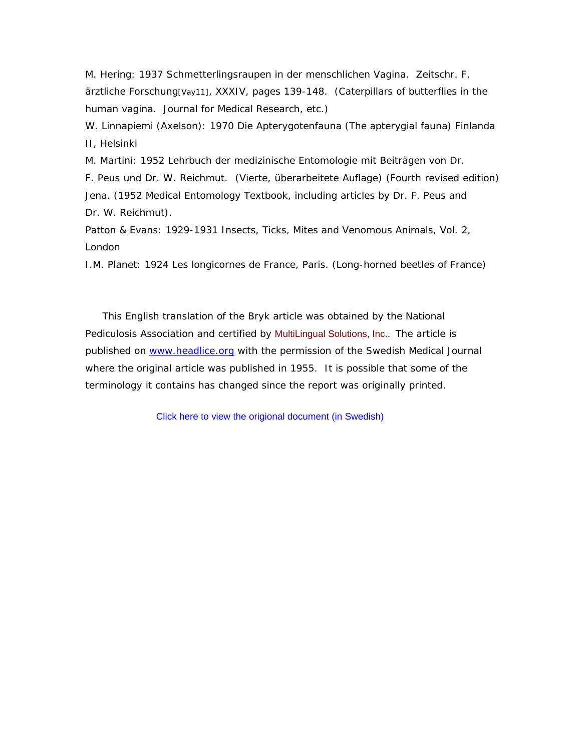M. Hering: 1937 Schmetterlingsraupen in der menschlichen Vagina. Zeitschr. F. ärztliche Forschung[Vay11], XXXIV, pages 139-148. (Caterpillars of butterflies in the human vagina. Journal for Medical Research, etc.)

W. Linnapiemi (Axelson): 1970 Die Apterygotenfauna (The apterygial fauna) Finlanda II, Helsinki

M. Martini: 1952 Lehrbuch der medizinische Entomologie mit Beiträgen von Dr. F. Peus und Dr. W. Reichmut. (Vierte, überarbeitete Auflage) (Fourth revised edition) Jena. (1952 Medical Entomology Textbook, including articles by Dr. F. Peus and Dr. W. Reichmut).

Patton & Evans: 1929-1931 Insects, Ticks, Mites and Venomous Animals, Vol. 2, London

I.M. Planet: 1924 Les longicornes de France, Paris. (Long-horned beetles of France)

This English translation of the Bryk article was obtained by the National Pediculosis Association and certified by MultiLingual Solutions, Inc.. The article is published on www.headlice.org with the permission of the Swedish Medical Journal where the original article was published in 1955. It is possible that some of the terminology it contains has changed since the report was originally printed.

Click here to view the origional document (in Swedish)